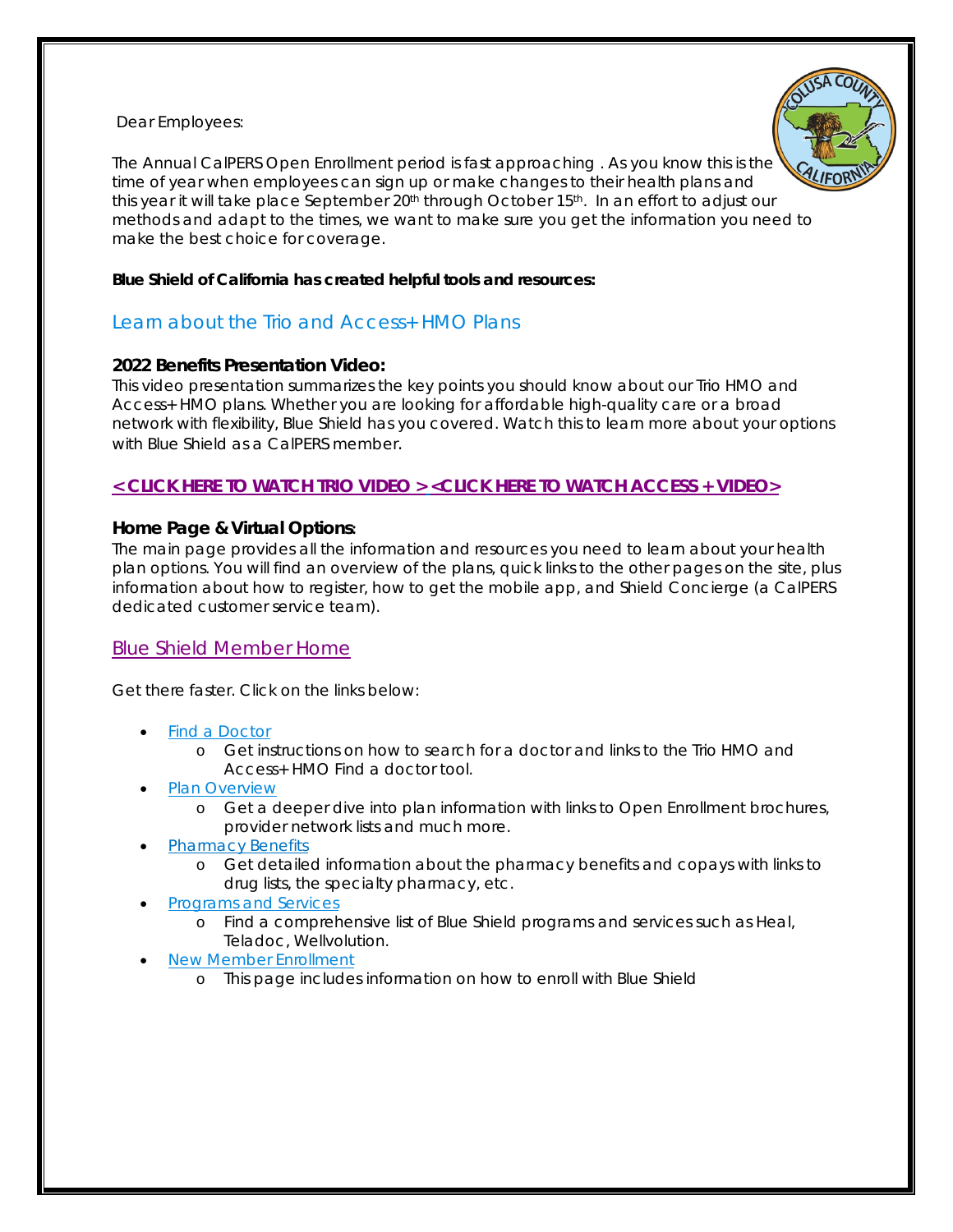Dear Employees:

The Annual CalPERS Open Enrollment period is fast approaching . As you know this is the time of year when employees can sign up or make changes to their health plans and this year it will take place September 20th through October 15th. In an effort to adjust our methods and adapt to the times, we want to make sure you get the information you need to make the best choice for coverage.

**Blue Shield of California has created helpful tools and resources:**

## Learn about the Trio and Access+ HMO Plans

**2022 Benefits Presentation Video:**
This video presentation summarizes the key points you should know about our Trio HMO and Access+ HMO plans. Whether you are looking for affordable high-quality care or a broad network with flexibility, Blue Shield has you covered. Watch this to learn more about your options with Blue Shield as a CalPERS member.

**< CLICK HERE TO WATCH TRIO VIDEO > <CLICK HERE TO WATCH ACCESS + VIDEO>**

**Home Page & Virtual Options**:
The main page provides all the information and resources you need to learn about your health plan options. You will find an overview of the plans, quick links to the other pages on the site, plus information about how to register, how to get the mobile app, and Shield Concierge (a CalPERS dedicated customer service team).

## Blue Shield Member Home

Get there faster. Click on the links below:

- Find a Doctor
  - Get instructions on how to search for a doctor and links to the Trio HMO and Access+ HMO Find a doctor tool.
- Plan Overview
  - Get a deeper dive into plan information with links to Open Enrollment brochures, provider network lists and much more.
- Pharmacy Benefits
  - Get detailed information about the pharmacy benefits and copays with links to drug lists, the specialty pharmacy, etc.
- Programs and Services
  - Find a comprehensive list of Blue Shield programs and services such as Heal, Teladoc, Wellvolution.
- New Member Enrollment
  - This page includes information on how to enroll with Blue Shield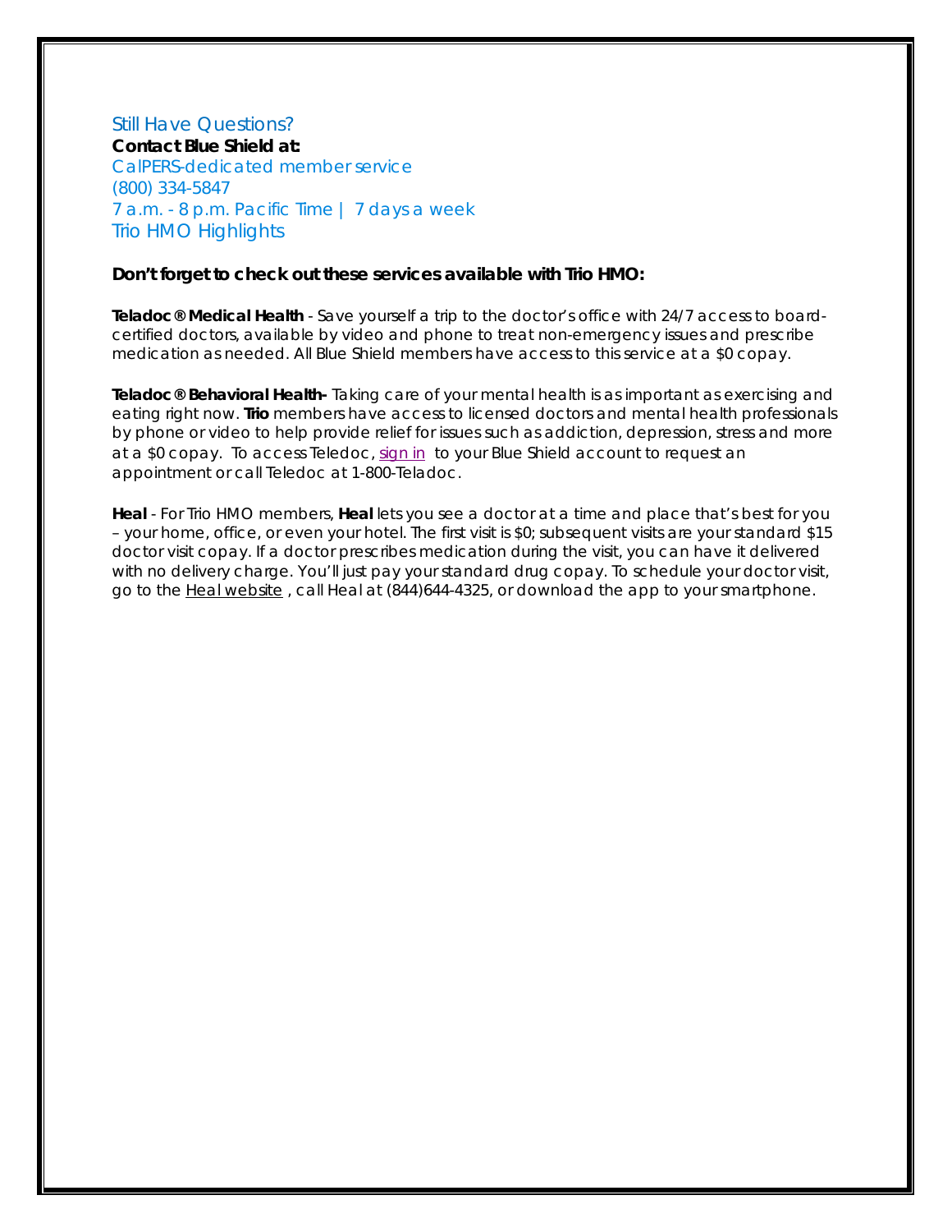## Still Have Questions?

**Contact Blue Shield at:**

CalPERS-dedicated member service
(800) 334-5847
7 a.m. - 8 p.m. Pacific Time | 7 days a week

## Trio HMO Highlights

**Don't forget to check out these services available with Trio HMO:**

**Teladoc® Medical Health** - Save yourself a trip to the doctor's office with 24/7 access to board-certified doctors, available by video and phone to treat non-emergency issues and prescribe medication as needed. All Blue Shield members have access to this service at a $0 copay.

**Teladoc® Behavioral Health-** Taking care of your mental health is as important as exercising and eating right now. **Trio** members have access to licensed doctors and mental health professionals by phone or video to help provide relief for issues such as addiction, depression, stress and more at a $0 copay. To access Teledoc, sign in to your Blue Shield account to request an appointment or call Teledoc at 1-800-Teladoc.

**Heal** - For Trio HMO members, **Heal** lets you see a doctor at a time and place that's best for you – your home, office, or even your hotel. The first visit is $0; subsequent visits are your standard $15 doctor visit copay. If a doctor prescribes medication during the visit, you can have it delivered with no delivery charge. You'll just pay your standard drug copay. To schedule your doctor visit, go to the Heal website , call Heal at (844)644-4325, or download the app to your smartphone.